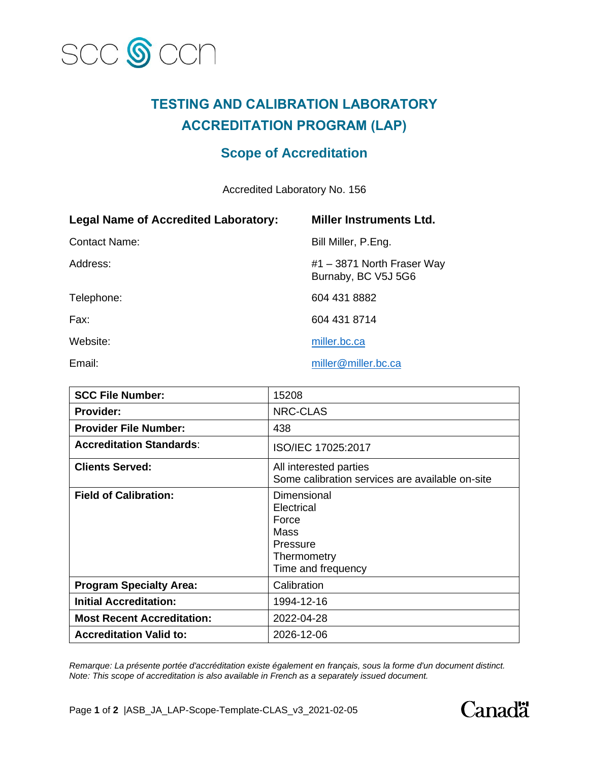SCC CCN

# TESTING AND CALIBRATION LABORATORY ACCREDITATION PROGRAM (LAP)

## Scope of Accreditation

Accredited Laboratory No. 156

| | |
|---|---|
| **Legal Name of Accredited Laboratory:** | **Miller Instruments Ltd.** |
| Contact Name: | Bill Miller, P.Eng. |
| Address: | #1 – 3871 North Fraser Way<br>Burnaby, BC V5J 5G6 |
| Telephone: | 604 431 8882 |
| Fax: | 604 431 8714 |
| Website: | miller.bc.ca |
| Email: | miller@miller.bc.ca |

| | |
|---|---|
| **SCC File Number:** | 15208 |
| **Provider:** | NRC-CLAS |
| **Provider File Number:** | 438 |
| **Accreditation Standards**: | ISO/IEC 17025:2017 |
| **Clients Served:** | All interested parties<br>Some calibration services are available on-site |
| **Field of Calibration:** | Dimensional<br>Electrical<br>Force<br>Mass<br>Pressure<br>Thermometry<br>Time and frequency |
| **Program Specialty Area:** | Calibration |
| **Initial Accreditation:** | 1994-12-16 |
| **Most Recent Accreditation:** | 2022-04-28 |
| **Accreditation Valid to:** | 2026-12-06 |

*Remarque: La présente portée d'accréditation existe également en français, sous la forme d'un document distinct.*
*Note: This scope of accreditation is also available in French as a separately issued document.*

Canadä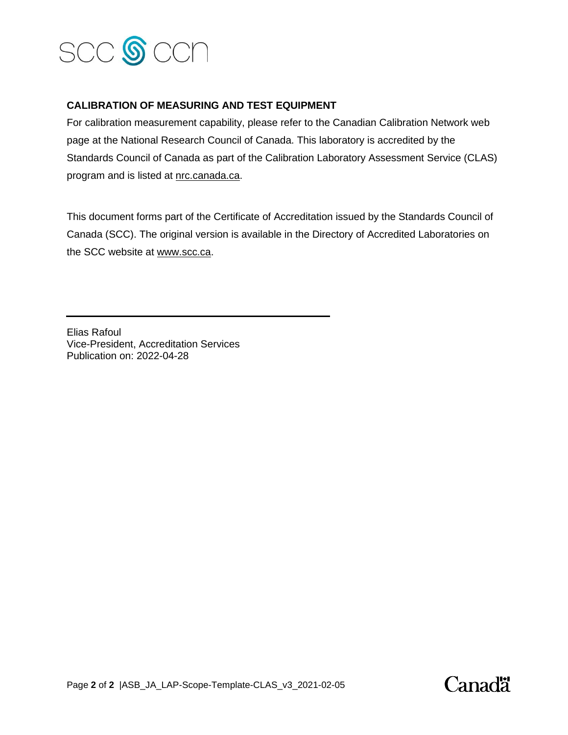## CALIBRATION OF MEASURING AND TEST EQUIPMENT

For calibration measurement capability, please refer to the Canadian Calibration Network web page at the National Research Council of Canada. This laboratory is accredited by the Standards Council of Canada as part of the Calibration Laboratory Assessment Service (CLAS) program and is listed at nrc.canada.ca.

This document forms part of the Certificate of Accreditation issued by the Standards Council of Canada (SCC). The original version is available in the Directory of Accredited Laboratories on the SCC website at www.scc.ca.

---

Elias Rafoul
Vice-President, Accreditation Services
Publication on: 2022-04-28